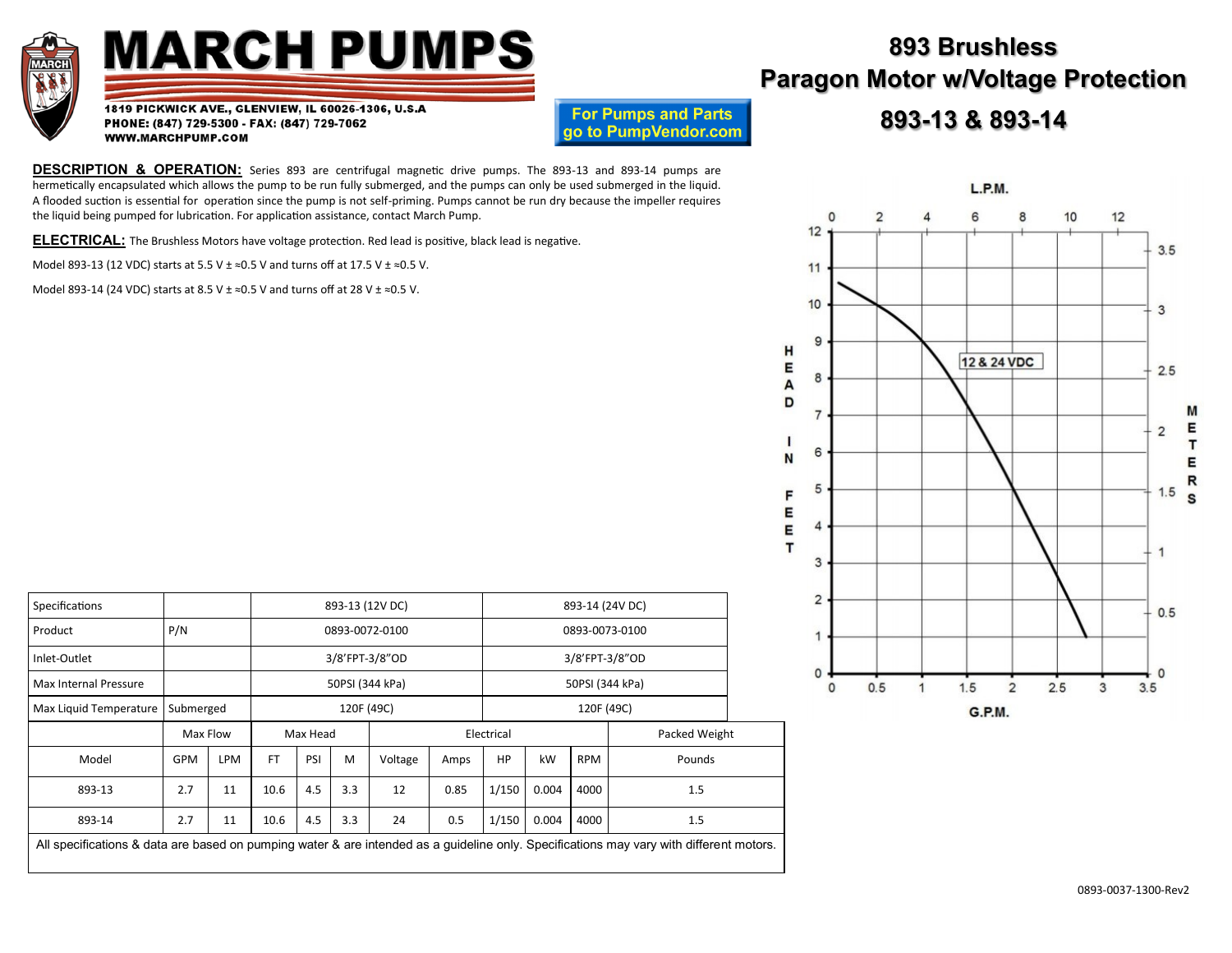# MARCH PUMPS

1819 PICKWICK AVE., GLENVIEW, IL 60026-1306, U.S.A
PHONE: (847) 729-5300 - FAX: (847) 729-7062
WWW.MARCHPUMP.COM

For Pumps and Parts go to PumpVendor.com

# 893 Brushless Paragon Motor w/Voltage Protection

## 893-13 & 893-14

**DESCRIPTION & OPERATION:** Series 893 are centrifugal magnetic drive pumps. The 893-13 and 893-14 pumps are hermetically encapsulated which allows the pump to be run fully submerged, and the pumps can only be used submerged in the liquid. A flooded suction is essential for operation since the pump is not self-priming. Pumps cannot be run dry because the impeller requires the liquid being pumped for lubrication. For application assistance, contact March Pump.

**ELECTRICAL:** The Brushless Motors have voltage protection. Red lead is positive, black lead is negative.

Model 893-13 (12 VDC) starts at 5.5 V ± ≈0.5 V and turns off at 17.5 V ± ≈0.5 V.

Model 893-14 (24 VDC) starts at 8.5 V ± ≈0.5 V and turns off at 28 V ± ≈0.5 V.

| Specifications | | 893-13 (12V DC) | 893-14 (24V DC) |
|---|---|---|---|
| Product | P/N | 0893-0072-0100 | 0893-0073-0100 |
| Inlet-Outlet | | 3/8'FPT-3/8"OD | 3/8'FPT-3/8"OD |
| Max Internal Pressure | | 50PSI (344 kPa) | 50PSI (344 kPa) |
| Max Liquid Temperature | Submerged | 120F (49C) | 120F (49C) |

| | Max Flow | | Max Head | | | Electrical | | | | | Packed Weight |
|---|---|---|---|---|---|---|---|---|---|---|---|
| Model | GPM | LPM | FT | PSI | M | Voltage | Amps | HP | kW | RPM | Pounds |
| 893-13 | 2.7 | 11 | 10.6 | 4.5 | 3.3 | 12 | 0.85 | 1/150 | 0.004 | 4000 | 1.5 |
| 893-14 | 2.7 | 11 | 10.6 | 4.5 | 3.3 | 24 | 0.5 | 1/150 | 0.004 | 4000 | 1.5 |

All specifications & data are based on pumping water & are intended as a guideline only. Specifications may vary with different motors.

0893-0037-1300-Rev2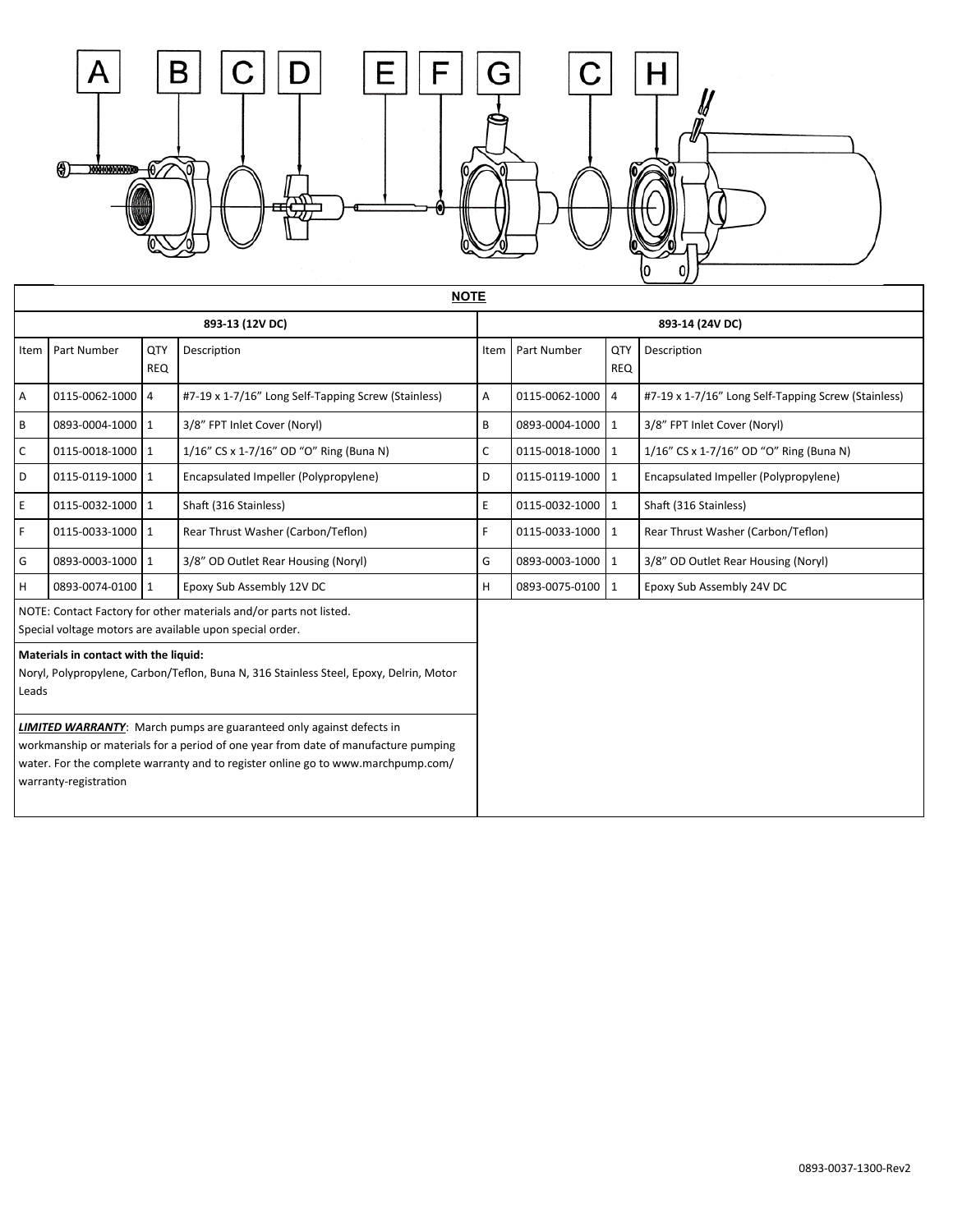A B C D E F G C H

**NOTE**

| 893-13 (12V DC) | | | | 893-14 (24V DC) | | | |
|---|---|---|---|---|---|---|---|
| Item | Part Number | QTY REQ | Description | Item | Part Number | QTY REQ | Description |
| A | 0115-0062-1000 | 4 | #7-19 x 1-7/16" Long Self-Tapping Screw (Stainless) | A | 0115-0062-1000 | 4 | #7-19 x 1-7/16" Long Self-Tapping Screw (Stainless) |
| B | 0893-0004-1000 | 1 | 3/8" FPT Inlet Cover (Noryl) | B | 0893-0004-1000 | 1 | 3/8" FPT Inlet Cover (Noryl) |
| C | 0115-0018-1000 | 1 | 1/16" CS x 1-7/16" OD "O" Ring (Buna N) | C | 0115-0018-1000 | 1 | 1/16" CS x 1-7/16" OD "O" Ring (Buna N) |
| D | 0115-0119-1000 | 1 | Encapsulated Impeller (Polypropylene) | D | 0115-0119-1000 | 1 | Encapsulated Impeller (Polypropylene) |
| E | 0115-0032-1000 | 1 | Shaft (316 Stainless) | E | 0115-0032-1000 | 1 | Shaft (316 Stainless) |
| F | 0115-0033-1000 | 1 | Rear Thrust Washer (Carbon/Teflon) | F | 0115-0033-1000 | 1 | Rear Thrust Washer (Carbon/Teflon) |
| G | 0893-0003-1000 | 1 | 3/8" OD Outlet Rear Housing (Noryl) | G | 0893-0003-1000 | 1 | 3/8" OD Outlet Rear Housing (Noryl) |
| H | 0893-0074-0100 | 1 | Epoxy Sub Assembly 12V DC | H | 0893-0075-0100 | 1 | Epoxy Sub Assembly 24V DC |

NOTE: Contact Factory for other materials and/or parts not listed.
Special voltage motors are available upon special order.

**Materials in contact with the liquid:**
Noryl, Polypropylene, Carbon/Teflon, Buna N, 316 Stainless Steel, Epoxy, Delrin, Motor Leads

***LIMITED WARRANTY***: March pumps are guaranteed only against defects in workmanship or materials for a period of one year from date of manufacture pumping water. For the complete warranty and to register online go to www.marchpump.com/warranty-registration

0893-0037-1300-Rev2